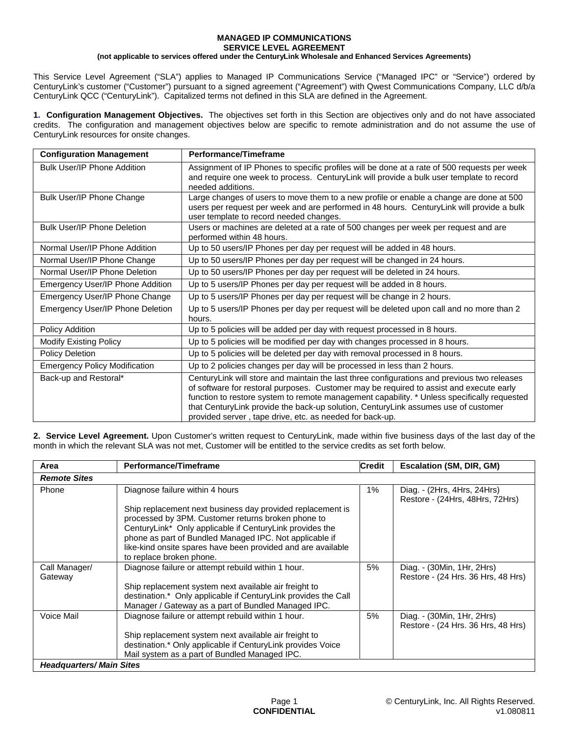# MANAGED IP COMMUNICATIONS
## SERVICE LEVEL AGREEMENT
**(not applicable to services offered under the CenturyLink Wholesale and Enhanced Services Agreements)**

This Service Level Agreement ("SLA") applies to Managed IP Communications Service ("Managed IPC" or "Service") ordered by CenturyLink's customer ("Customer") pursuant to a signed agreement ("Agreement") with Qwest Communications Company, LLC d/b/a CenturyLink QCC ("CenturyLink"). Capitalized terms not defined in this SLA are defined in the Agreement.

**1. Configuration Management Objectives.** The objectives set forth in this Section are objectives only and do not have associated credits. The configuration and management objectives below are specific to remote administration and do not assume the use of CenturyLink resources for onsite changes.

| Configuration Management | Performance/Timeframe |
|---|---|
| Bulk User/IP Phone Addition | Assignment of IP Phones to specific profiles will be done at a rate of 500 requests per week and require one week to process. CenturyLink will provide a bulk user template to record needed additions. |
| Bulk User/IP Phone Change | Large changes of users to move them to a new profile or enable a change are done at 500 users per request per week and are performed in 48 hours. CenturyLink will provide a bulk user template to record needed changes. |
| Bulk User/IP Phone Deletion | Users or machines are deleted at a rate of 500 changes per week per request and are performed within 48 hours. |
| Normal User/IP Phone Addition | Up to 50 users/IP Phones per day per request will be added in 48 hours. |
| Normal User/IP Phone Change | Up to 50 users/IP Phones per day per request will be changed in 24 hours. |
| Normal User/IP Phone Deletion | Up to 50 users/IP Phones per day per request will be deleted in 24 hours. |
| Emergency User/IP Phone Addition | Up to 5 users/IP Phones per day per request will be added in 8 hours. |
| Emergency User/IP Phone Change | Up to 5 users/IP Phones per day per request will be change in 2 hours. |
| Emergency User/IP Phone Deletion | Up to 5 users/IP Phones per day per request will be deleted upon call and no more than 2 hours. |
| Policy Addition | Up to 5 policies will be added per day with request processed in 8 hours. |
| Modify Existing Policy | Up to 5 policies will be modified per day with changes processed in 8 hours. |
| Policy Deletion | Up to 5 policies will be deleted per day with removal processed in 8 hours. |
| Emergency Policy Modification | Up to 2 policies changes per day will be processed in less than 2 hours. |
| Back-up and Restoral* | CenturyLink will store and maintain the last three configurations and previous two releases of software for restoral purposes. Customer may be required to assist and execute early function to restore system to remote management capability. * Unless specifically requested that CenturyLink provide the back-up solution, CenturyLink assumes use of customer provided server , tape drive, etc. as needed for back-up. |

**2. Service Level Agreement.** Upon Customer's written request to CenturyLink, made within five business days of the last day of the month in which the relevant SLA was not met, Customer will be entitled to the service credits as set forth below.

| Area | Performance/Timeframe | Credit | Escalation (SM, DIR, GM) |
|---|---|---|---|
| ***Remote Sites*** | | | |
| Phone | Diagnose failure within 4 hours<br><br>Ship replacement next business day provided replacement is processed by 3PM. Customer returns broken phone to CenturyLink* Only applicable if CenturyLink provides the phone as part of Bundled Managed IPC. Not applicable if like-kind onsite spares have been provided and are available to replace broken phone. | 1% | Diag. - (2Hrs, 4Hrs, 24Hrs)<br>Restore - (24Hrs, 48Hrs, 72Hrs) |
| Call Manager/ Gateway | Diagnose failure or attempt rebuild within 1 hour.<br><br>Ship replacement system next available air freight to destination.* Only applicable if CenturyLink provides the Call Manager / Gateway as a part of Bundled Managed IPC. | 5% | Diag. - (30Min, 1Hr, 2Hrs)<br>Restore - (24 Hrs. 36 Hrs, 48 Hrs) |
| Voice Mail | Diagnose failure or attempt rebuild within 1 hour.<br><br>Ship replacement system next available air freight to destination.* Only applicable if CenturyLink provides Voice Mail system as a part of Bundled Managed IPC. | 5% | Diag. - (30Min, 1Hr, 2Hrs)<br>Restore - (24 Hrs. 36 Hrs, 48 Hrs) |
| ***Headquarters/ Main Sites*** | | | |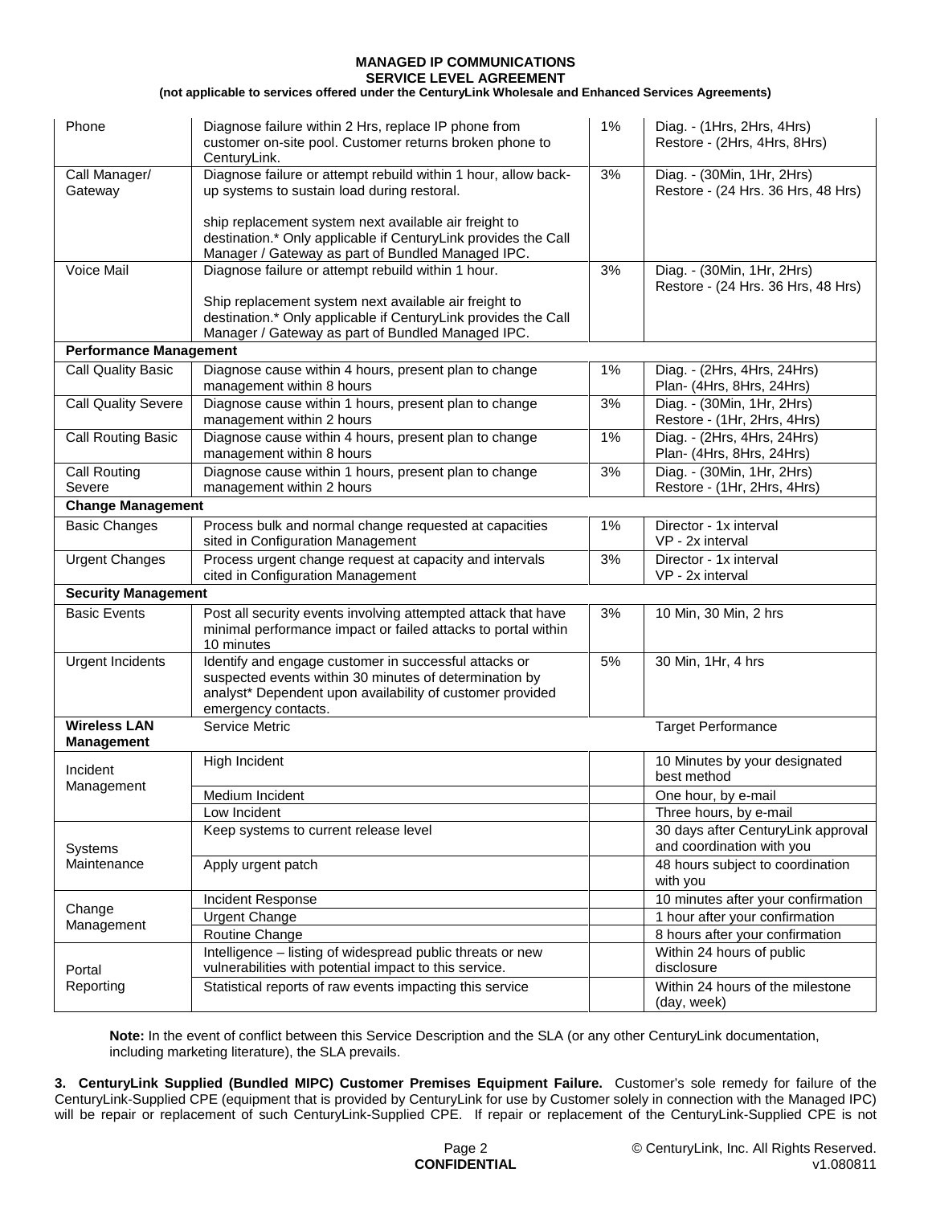| | | | |
|---|---|---|---|
| Phone | Diagnose failure within 2 Hrs, replace IP phone from customer on-site pool. Customer returns broken phone to CenturyLink. | 1% | Diag. - (1Hrs, 2Hrs, 4Hrs)<br>Restore - (2Hrs, 4Hrs, 8Hrs) |
| Call Manager/ Gateway | Diagnose failure or attempt rebuild within 1 hour, allow back-up systems to sustain load during restoral.<br><br>ship replacement system next available air freight to destination.* Only applicable if CenturyLink provides the Call Manager / Gateway as part of Bundled Managed IPC. | 3% | Diag. - (30Min, 1Hr, 2Hrs)<br>Restore - (24 Hrs. 36 Hrs, 48 Hrs) |
| Voice Mail | Diagnose failure or attempt rebuild within 1 hour.<br><br>Ship replacement system next available air freight to destination.* Only applicable if CenturyLink provides the Call Manager / Gateway as part of Bundled Managed IPC. | 3% | Diag. - (30Min, 1Hr, 2Hrs)<br>Restore - (24 Hrs. 36 Hrs, 48 Hrs) |
| **Performance Management** | | | |
| Call Quality Basic | Diagnose cause within 4 hours, present plan to change management within 8 hours | 1% | Diag. - (2Hrs, 4Hrs, 24Hrs)<br>Plan- (4Hrs, 8Hrs, 24Hrs) |
| Call Quality Severe | Diagnose cause within 1 hours, present plan to change management within 2 hours | 3% | Diag. - (30Min, 1Hr, 2Hrs)<br>Restore - (1Hr, 2Hrs, 4Hrs) |
| Call Routing Basic | Diagnose cause within 4 hours, present plan to change management within 8 hours | 1% | Diag. - (2Hrs, 4Hrs, 24Hrs)<br>Plan- (4Hrs, 8Hrs, 24Hrs) |
| Call Routing Severe | Diagnose cause within 1 hours, present plan to change management within 2 hours | 3% | Diag. - (30Min, 1Hr, 2Hrs)<br>Restore - (1Hr, 2Hrs, 4Hrs) |
| **Change Management** | | | |
| Basic Changes | Process bulk and normal change requested at capacities sited in Configuration Management | 1% | Director - 1x interval<br>VP - 2x interval |
| Urgent Changes | Process urgent change request at capacity and intervals cited in Configuration Management | 3% | Director - 1x interval<br>VP - 2x interval |
| **Security Management** | | | |
| Basic Events | Post all security events involving attempted attack that have minimal performance impact or failed attacks to portal within 10 minutes | 3% | 10 Min, 30 Min, 2 hrs |
| Urgent Incidents | Identify and engage customer in successful attacks or suspected events within 30 minutes of determination by analyst* Dependent upon availability of customer provided emergency contacts. | 5% | 30 Min, 1Hr, 4 hrs |
| **Wireless LAN Management** | Service Metric | | Target Performance |
| Incident Management | High Incident | | 10 Minutes by your designated best method |
| | Medium Incident | | One hour, by e-mail |
| | Low Incident | | Three hours, by e-mail |
| Systems Maintenance | Keep systems to current release level | | 30 days after CenturyLink approval and coordination with you |
| | Apply urgent patch | | 48 hours subject to coordination with you |
| Change Management | Incident Response | | 10 minutes after your confirmation |
| | Urgent Change | | 1 hour after your confirmation |
| | Routine Change | | 8 hours after your confirmation |
| Portal Reporting | Intelligence – listing of widespread public threats or new vulnerabilities with potential impact to this service. | | Within 24 hours of public disclosure |
| | Statistical reports of raw events impacting this service | | Within 24 hours of the milestone (day, week) |

**Note:** In the event of conflict between this Service Description and the SLA (or any other CenturyLink documentation, including marketing literature), the SLA prevails.

**3. CenturyLink Supplied (Bundled MIPC) Customer Premises Equipment Failure.** Customer's sole remedy for failure of the CenturyLink-Supplied CPE (equipment that is provided by CenturyLink for use by Customer solely in connection with the Managed IPC) will be repair or replacement of such CenturyLink-Supplied CPE. If repair or replacement of the CenturyLink-Supplied CPE is not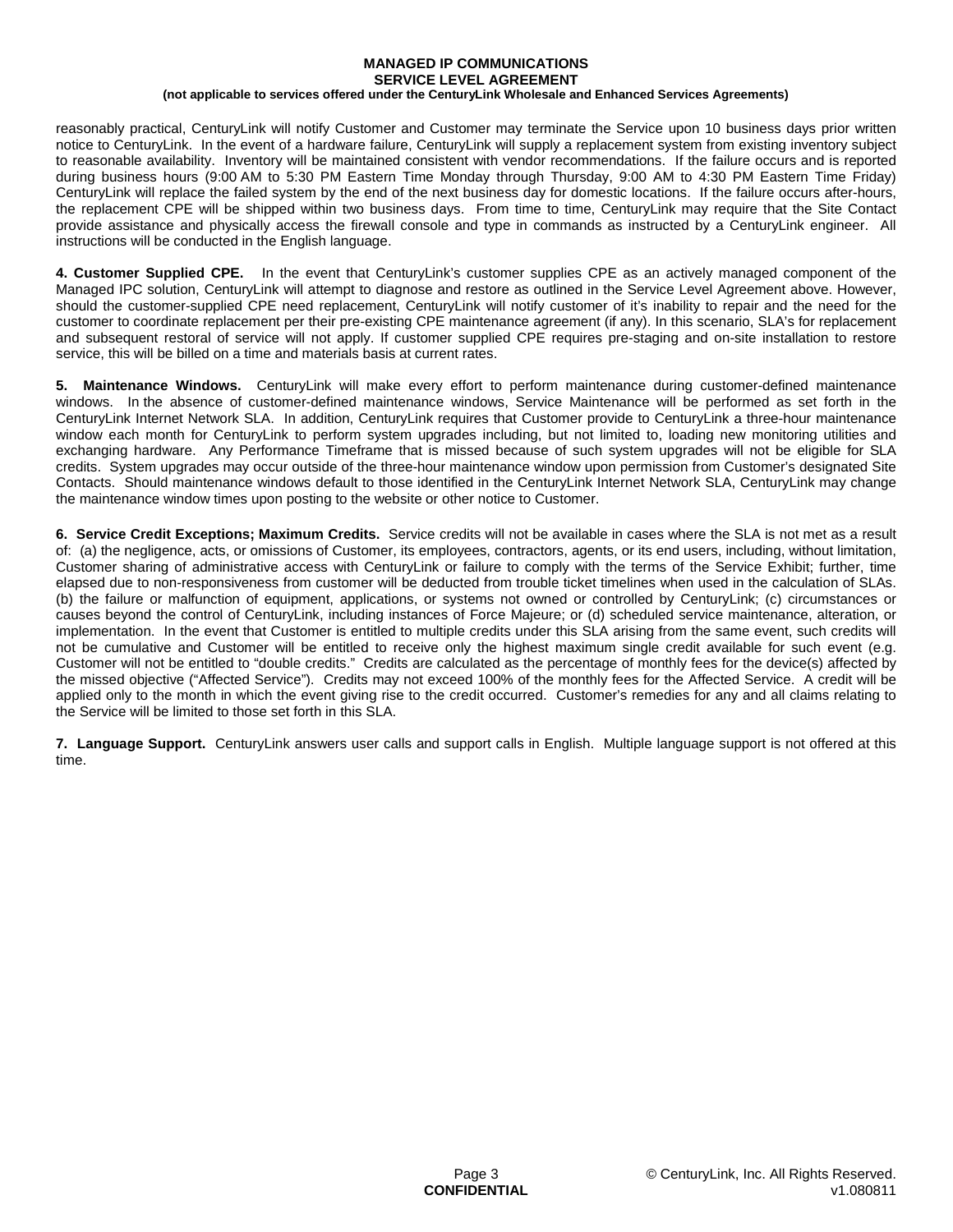reasonably practical, CenturyLink will notify Customer and Customer may terminate the Service upon 10 business days prior written notice to CenturyLink. In the event of a hardware failure, CenturyLink will supply a replacement system from existing inventory subject to reasonable availability. Inventory will be maintained consistent with vendor recommendations. If the failure occurs and is reported during business hours (9:00 AM to 5:30 PM Eastern Time Monday through Thursday, 9:00 AM to 4:30 PM Eastern Time Friday) CenturyLink will replace the failed system by the end of the next business day for domestic locations. If the failure occurs after-hours, the replacement CPE will be shipped within two business days. From time to time, CenturyLink may require that the Site Contact provide assistance and physically access the firewall console and type in commands as instructed by a CenturyLink engineer. All instructions will be conducted in the English language.

**4. Customer Supplied CPE.** In the event that CenturyLink's customer supplies CPE as an actively managed component of the Managed IPC solution, CenturyLink will attempt to diagnose and restore as outlined in the Service Level Agreement above. However, should the customer-supplied CPE need replacement, CenturyLink will notify customer of it's inability to repair and the need for the customer to coordinate replacement per their pre-existing CPE maintenance agreement (if any). In this scenario, SLA's for replacement and subsequent restoral of service will not apply. If customer supplied CPE requires pre-staging and on-site installation to restore service, this will be billed on a time and materials basis at current rates.

**5. Maintenance Windows.** CenturyLink will make every effort to perform maintenance during customer-defined maintenance windows. In the absence of customer-defined maintenance windows, Service Maintenance will be performed as set forth in the CenturyLink Internet Network SLA. In addition, CenturyLink requires that Customer provide to CenturyLink a three-hour maintenance window each month for CenturyLink to perform system upgrades including, but not limited to, loading new monitoring utilities and exchanging hardware. Any Performance Timeframe that is missed because of such system upgrades will not be eligible for SLA credits. System upgrades may occur outside of the three-hour maintenance window upon permission from Customer's designated Site Contacts. Should maintenance windows default to those identified in the CenturyLink Internet Network SLA, CenturyLink may change the maintenance window times upon posting to the website or other notice to Customer.

**6. Service Credit Exceptions; Maximum Credits.** Service credits will not be available in cases where the SLA is not met as a result of: (a) the negligence, acts, or omissions of Customer, its employees, contractors, agents, or its end users, including, without limitation, Customer sharing of administrative access with CenturyLink or failure to comply with the terms of the Service Exhibit; further, time elapsed due to non-responsiveness from customer will be deducted from trouble ticket timelines when used in the calculation of SLAs. (b) the failure or malfunction of equipment, applications, or systems not owned or controlled by CenturyLink; (c) circumstances or causes beyond the control of CenturyLink, including instances of Force Majeure; or (d) scheduled service maintenance, alteration, or implementation. In the event that Customer is entitled to multiple credits under this SLA arising from the same event, such credits will not be cumulative and Customer will be entitled to receive only the highest maximum single credit available for such event (e.g. Customer will not be entitled to "double credits." Credits are calculated as the percentage of monthly fees for the device(s) affected by the missed objective ("Affected Service"). Credits may not exceed 100% of the monthly fees for the Affected Service. A credit will be applied only to the month in which the event giving rise to the credit occurred. Customer's remedies for any and all claims relating to the Service will be limited to those set forth in this SLA.

**7. Language Support.** CenturyLink answers user calls and support calls in English. Multiple language support is not offered at this time.